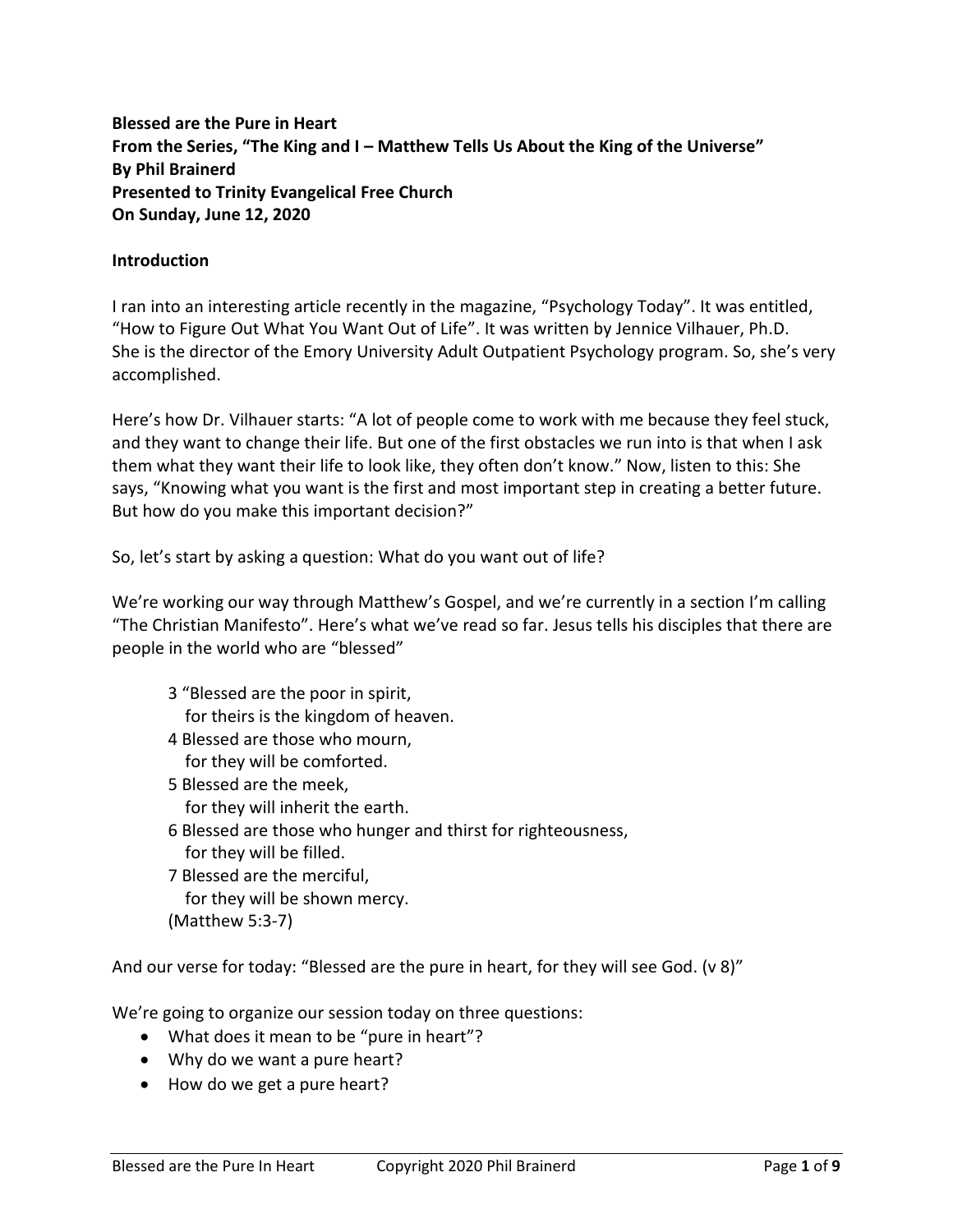**Blessed are the Pure in Heart**
**From the Series, "The King and I – Matthew Tells Us About the King of the Universe"**
**By Phil Brainerd**
**Presented to Trinity Evangelical Free Church**
**On Sunday, June 12, 2020**

**Introduction**

I ran into an interesting article recently in the magazine, "Psychology Today". It was entitled, "How to Figure Out What You Want Out of Life". It was written by Jennice Vilhauer, Ph.D. She is the director of the Emory University Adult Outpatient Psychology program. So, she's very accomplished.

Here's how Dr. Vilhauer starts: "A lot of people come to work with me because they feel stuck, and they want to change their life. But one of the first obstacles we run into is that when I ask them what they want their life to look like, they often don't know." Now, listen to this: She says, "Knowing what you want is the first and most important step in creating a better future. But how do you make this important decision?"

So, let's start by asking a question: What do you want out of life?

We're working our way through Matthew's Gospel, and we're currently in a section I'm calling "The Christian Manifesto". Here's what we've read so far. Jesus tells his disciples that there are people in the world who are "blessed"

> 3 "Blessed are the poor in spirit,
> for theirs is the kingdom of heaven.
> 4 Blessed are those who mourn,
> for they will be comforted.
> 5 Blessed are the meek,
> for they will inherit the earth.
> 6 Blessed are those who hunger and thirst for righteousness,
> for they will be filled.
> 7 Blessed are the merciful,
> for they will be shown mercy.
> (Matthew 5:3-7)

And our verse for today: "Blessed are the pure in heart, for they will see God. (v 8)"

We're going to organize our session today on three questions:

- What does it mean to be "pure in heart"?
- Why do we want a pure heart?
- How do we get a pure heart?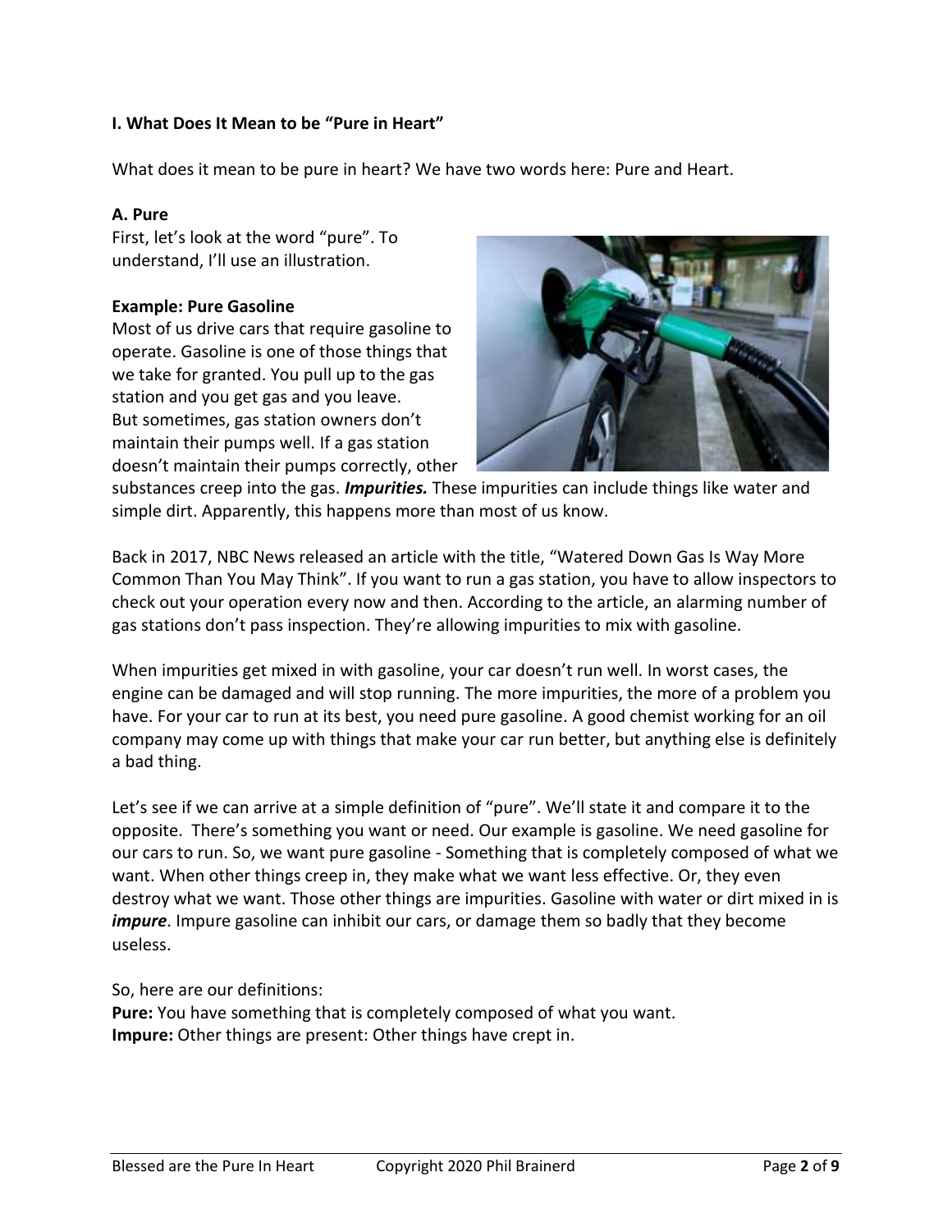### I. What Does It Mean to be "Pure in Heart"

What does it mean to be pure in heart? We have two words here: Pure and Heart.

#### A. Pure

First, let's look at the word "pure". To understand, I'll use an illustration.

**Example: Pure Gasoline**

Most of us drive cars that require gasoline to operate. Gasoline is one of those things that we take for granted. You pull up to the gas station and you get gas and you leave. But sometimes, gas station owners don't maintain their pumps well. If a gas station doesn't maintain their pumps correctly, other substances creep into the gas. ***Impurities.*** These impurities can include things like water and simple dirt. Apparently, this happens more than most of us know.

Back in 2017, NBC News released an article with the title, "Watered Down Gas Is Way More Common Than You May Think". If you want to run a gas station, you have to allow inspectors to check out your operation every now and then. According to the article, an alarming number of gas stations don't pass inspection. They're allowing impurities to mix with gasoline.

When impurities get mixed in with gasoline, your car doesn't run well. In worst cases, the engine can be damaged and will stop running. The more impurities, the more of a problem you have. For your car to run at its best, you need pure gasoline. A good chemist working for an oil company may come up with things that make your car run better, but anything else is definitely a bad thing.

Let's see if we can arrive at a simple definition of "pure". We'll state it and compare it to the opposite. There's something you want or need. Our example is gasoline. We need gasoline for our cars to run. So, we want pure gasoline - Something that is completely composed of what we want. When other things creep in, they make what we want less effective. Or, they even destroy what we want. Those other things are impurities. Gasoline with water or dirt mixed in is ***impure***. Impure gasoline can inhibit our cars, or damage them so badly that they become useless.

So, here are our definitions:

**Pure:** You have something that is completely composed of what you want.
**Impure:** Other things are present: Other things have crept in.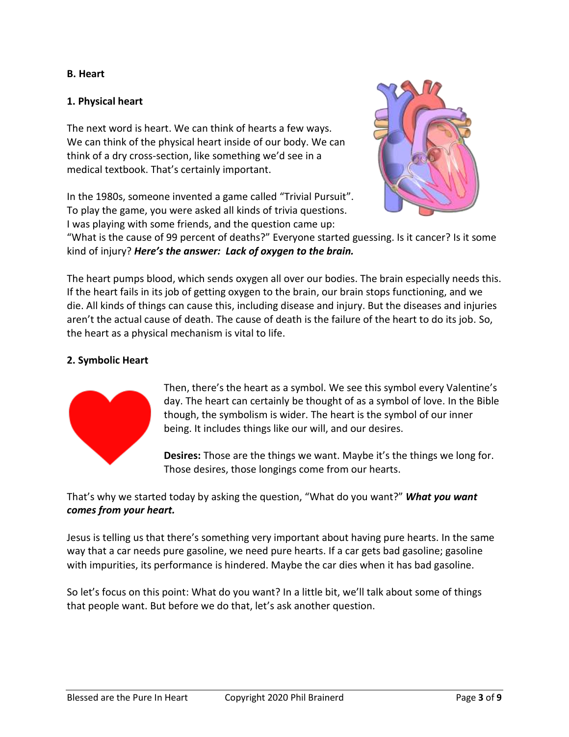**B. Heart**

**1. Physical heart**

The next word is heart. We can think of hearts a few ways. We can think of the physical heart inside of our body. We can think of a dry cross-section, like something we'd see in a medical textbook. That's certainly important.

In the 1980s, someone invented a game called "Trivial Pursuit". To play the game, you were asked all kinds of trivia questions. I was playing with some friends, and the question came up: "What is the cause of 99 percent of deaths?" Everyone started guessing. Is it cancer? Is it some kind of injury? ***Here's the answer: Lack of oxygen to the brain.***

The heart pumps blood, which sends oxygen all over our bodies. The brain especially needs this. If the heart fails in its job of getting oxygen to the brain, our brain stops functioning, and we die. All kinds of things can cause this, including disease and injury. But the diseases and injuries aren't the actual cause of death. The cause of death is the failure of the heart to do its job. So, the heart as a physical mechanism is vital to life.

**2. Symbolic Heart**

Then, there's the heart as a symbol. We see this symbol every Valentine's day. The heart can certainly be thought of as a symbol of love. In the Bible though, the symbolism is wider. The heart is the symbol of our inner being. It includes things like our will, and our desires.

**Desires:** Those are the things we want. Maybe it's the things we long for. Those desires, those longings come from our hearts.

That's why we started today by asking the question, "What do you want?" ***What you want comes from your heart.***

Jesus is telling us that there's something very important about having pure hearts. In the same way that a car needs pure gasoline, we need pure hearts. If a car gets bad gasoline; gasoline with impurities, its performance is hindered. Maybe the car dies when it has bad gasoline.

So let's focus on this point: What do you want? In a little bit, we'll talk about some of things that people want. But before we do that, let's ask another question.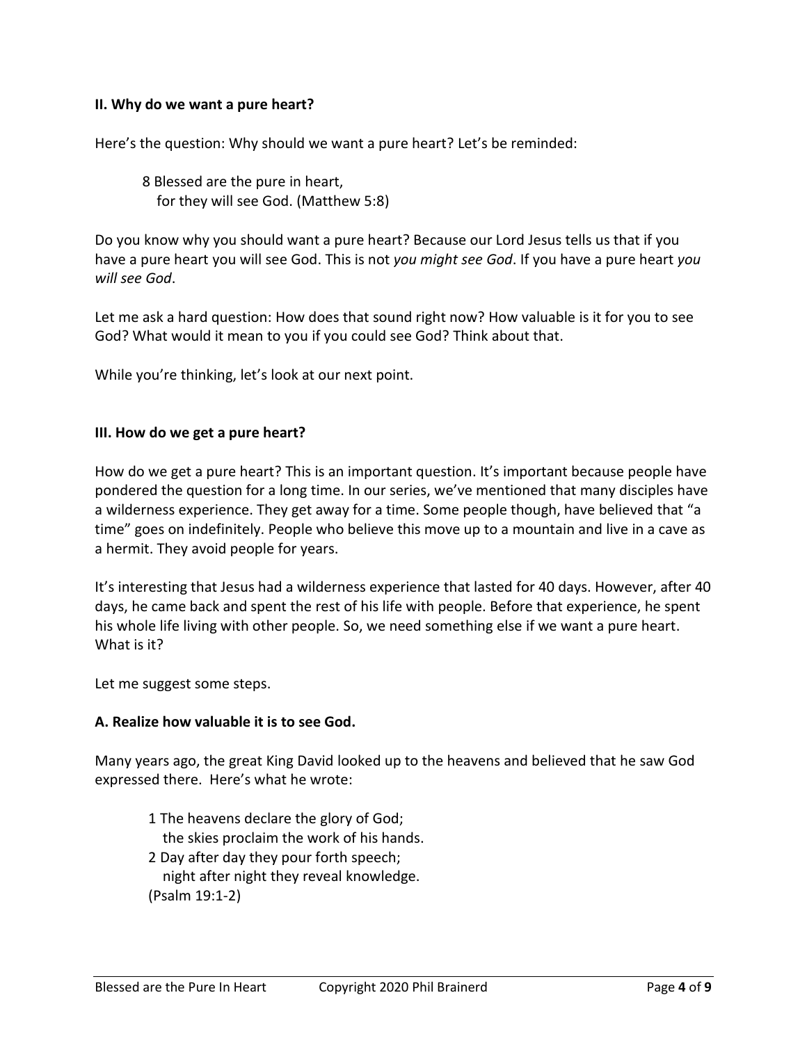**II. Why do we want a pure heart?**

Here's the question: Why should we want a pure heart? Let's be reminded:

> 8 Blessed are the pure in heart,
> for they will see God. (Matthew 5:8)

Do you know why you should want a pure heart? Because our Lord Jesus tells us that if you have a pure heart you will see God. This is not *you might see God*. If you have a pure heart *you will see God*.

Let me ask a hard question: How does that sound right now? How valuable is it for you to see God? What would it mean to you if you could see God? Think about that.

While you're thinking, let's look at our next point.

**III. How do we get a pure heart?**

How do we get a pure heart? This is an important question. It's important because people have pondered the question for a long time. In our series, we've mentioned that many disciples have a wilderness experience. They get away for a time. Some people though, have believed that "a time" goes on indefinitely. People who believe this move up to a mountain and live in a cave as a hermit. They avoid people for years.

It's interesting that Jesus had a wilderness experience that lasted for 40 days. However, after 40 days, he came back and spent the rest of his life with people. Before that experience, he spent his whole life living with other people. So, we need something else if we want a pure heart. What is it?

Let me suggest some steps.

**A. Realize how valuable it is to see God.**

Many years ago, the great King David looked up to the heavens and believed that he saw God expressed there. Here's what he wrote:

> 1 The heavens declare the glory of God;
> the skies proclaim the work of his hands.
> 2 Day after day they pour forth speech;
> night after night they reveal knowledge.
> (Psalm 19:1-2)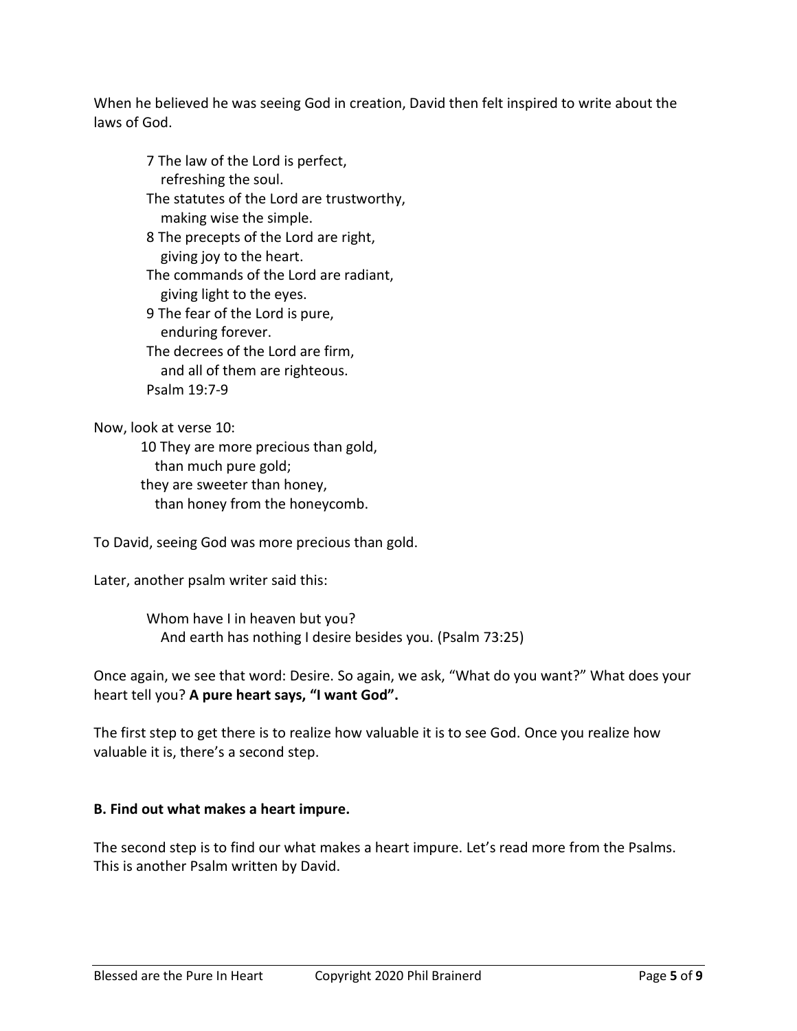When he believed he was seeing God in creation, David then felt inspired to write about the laws of God.

> 7 The law of the Lord is perfect,
> refreshing the soul.
> The statutes of the Lord are trustworthy,
> making wise the simple.
> 8 The precepts of the Lord are right,
> giving joy to the heart.
> The commands of the Lord are radiant,
> giving light to the eyes.
> 9 The fear of the Lord is pure,
> enduring forever.
> The decrees of the Lord are firm,
> and all of them are righteous.
> Psalm 19:7-9

Now, look at verse 10:

> 10 They are more precious than gold,
> than much pure gold;
> they are sweeter than honey,
> than honey from the honeycomb.

To David, seeing God was more precious than gold.

Later, another psalm writer said this:

> Whom have I in heaven but you?
> And earth has nothing I desire besides you. (Psalm 73:25)

Once again, we see that word: Desire. So again, we ask, "What do you want?" What does your heart tell you? **A pure heart says, "I want God".**

The first step to get there is to realize how valuable it is to see God. Once you realize how valuable it is, there's a second step.

**B. Find out what makes a heart impure.**

The second step is to find our what makes a heart impure. Let's read more from the Psalms. This is another Psalm written by David.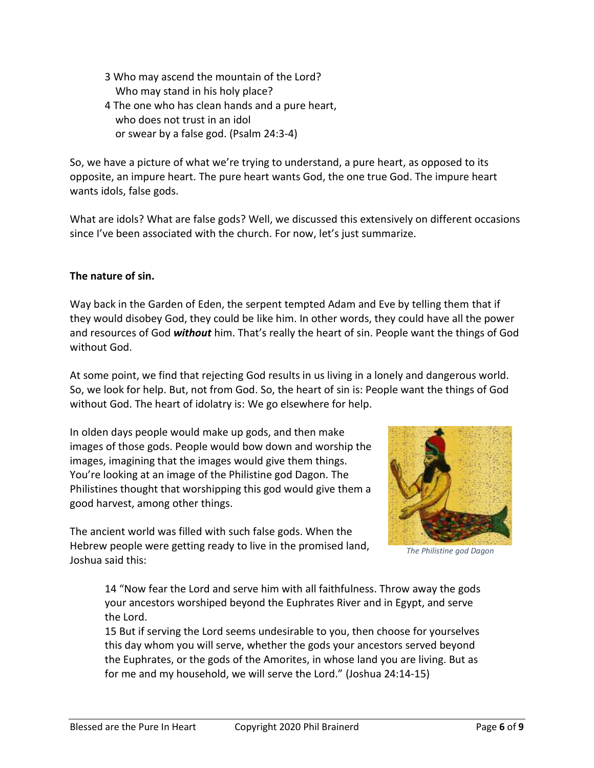> 3 Who may ascend the mountain of the Lord?
> Who may stand in his holy place?
> 4 The one who has clean hands and a pure heart,
> who does not trust in an idol
> or swear by a false god. (Psalm 24:3-4)

So, we have a picture of what we're trying to understand, a pure heart, as opposed to its opposite, an impure heart. The pure heart wants God, the one true God. The impure heart wants idols, false gods.

What are idols? What are false gods? Well, we discussed this extensively on different occasions since I've been associated with the church. For now, let's just summarize.

**The nature of sin.**

Way back in the Garden of Eden, the serpent tempted Adam and Eve by telling them that if they would disobey God, they could be like him. In other words, they could have all the power and resources of God ***without*** him. That's really the heart of sin. People want the things of God without God.

At some point, we find that rejecting God results in us living in a lonely and dangerous world. So, we look for help. But, not from God. So, the heart of sin is: People want the things of God without God. The heart of idolatry is: We go elsewhere for help.

In olden days people would make up gods, and then make images of those gods. People would bow down and worship the images, imagining that the images would give them things. You're looking at an image of the Philistine god Dagon. The Philistines thought that worshipping this god would give them a good harvest, among other things.

*The Philistine god Dagon*

The ancient world was filled with such false gods. When the Hebrew people were getting ready to live in the promised land, Joshua said this:

> 14 "Now fear the Lord and serve him with all faithfulness. Throw away the gods your ancestors worshiped beyond the Euphrates River and in Egypt, and serve the Lord.
> 15 But if serving the Lord seems undesirable to you, then choose for yourselves this day whom you will serve, whether the gods your ancestors served beyond the Euphrates, or the gods of the Amorites, in whose land you are living. But as for me and my household, we will serve the Lord." (Joshua 24:14-15)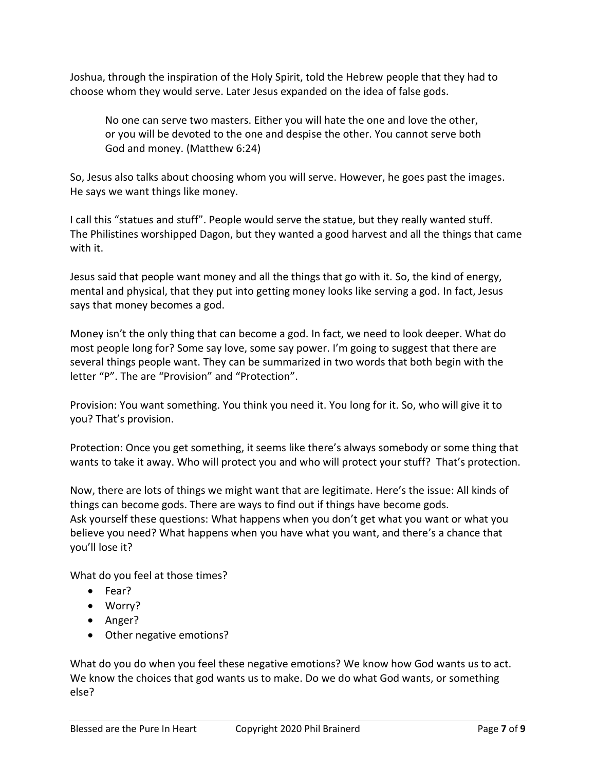Joshua, through the inspiration of the Holy Spirit, told the Hebrew people that they had to choose whom they would serve. Later Jesus expanded on the idea of false gods.

> No one can serve two masters. Either you will hate the one and love the other, or you will be devoted to the one and despise the other. You cannot serve both God and money. (Matthew 6:24)

So, Jesus also talks about choosing whom you will serve. However, he goes past the images. He says we want things like money.

I call this "statues and stuff". People would serve the statue, but they really wanted stuff. The Philistines worshipped Dagon, but they wanted a good harvest and all the things that came with it.

Jesus said that people want money and all the things that go with it. So, the kind of energy, mental and physical, that they put into getting money looks like serving a god. In fact, Jesus says that money becomes a god.

Money isn't the only thing that can become a god. In fact, we need to look deeper. What do most people long for? Some say love, some say power. I'm going to suggest that there are several things people want. They can be summarized in two words that both begin with the letter "P". The are "Provision" and "Protection".

Provision: You want something. You think you need it. You long for it. So, who will give it to you? That's provision.

Protection: Once you get something, it seems like there's always somebody or some thing that wants to take it away. Who will protect you and who will protect your stuff? That's protection.

Now, there are lots of things we might want that are legitimate. Here's the issue: All kinds of things can become gods. There are ways to find out if things have become gods. Ask yourself these questions: What happens when you don't get what you want or what you believe you need? What happens when you have what you want, and there's a chance that you'll lose it?

What do you feel at those times?

- Fear?
- Worry?
- Anger?
- Other negative emotions?

What do you do when you feel these negative emotions? We know how God wants us to act. We know the choices that god wants us to make. Do we do what God wants, or something else?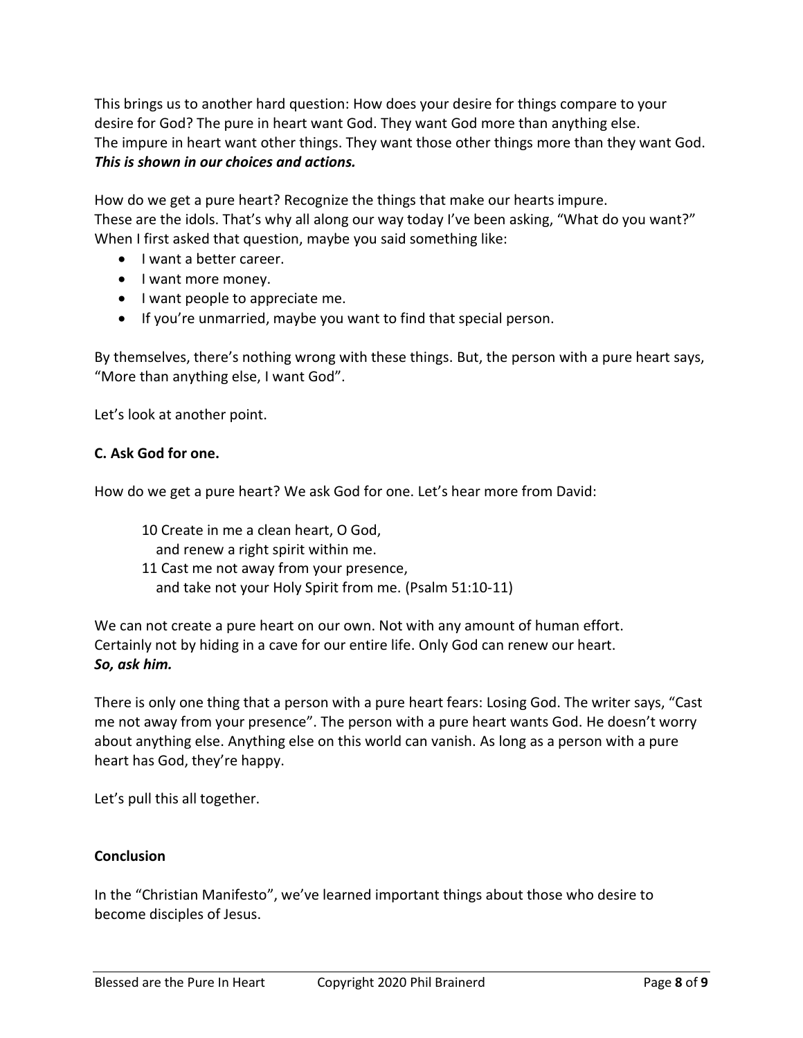This brings us to another hard question: How does your desire for things compare to your desire for God? The pure in heart want God. They want God more than anything else. The impure in heart want other things. They want those other things more than they want God. ***This is shown in our choices and actions.***

How do we get a pure heart? Recognize the things that make our hearts impure. These are the idols. That's why all along our way today I've been asking, "What do you want?" When I first asked that question, maybe you said something like:

- I want a better career.
- I want more money.
- I want people to appreciate me.
- If you're unmarried, maybe you want to find that special person.

By themselves, there's nothing wrong with these things. But, the person with a pure heart says, "More than anything else, I want God".

Let's look at another point.

**C. Ask God for one.**

How do we get a pure heart? We ask God for one. Let's hear more from David:

> 10 Create in me a clean heart, O God,
> and renew a right spirit within me.
> 11 Cast me not away from your presence,
> and take not your Holy Spirit from me. (Psalm 51:10-11)

We can not create a pure heart on our own. Not with any amount of human effort. Certainly not by hiding in a cave for our entire life. Only God can renew our heart. ***So, ask him.***

There is only one thing that a person with a pure heart fears: Losing God. The writer says, "Cast me not away from your presence". The person with a pure heart wants God. He doesn't worry about anything else. Anything else on this world can vanish. As long as a person with a pure heart has God, they're happy.

Let's pull this all together.

**Conclusion**

In the "Christian Manifesto", we've learned important things about those who desire to become disciples of Jesus.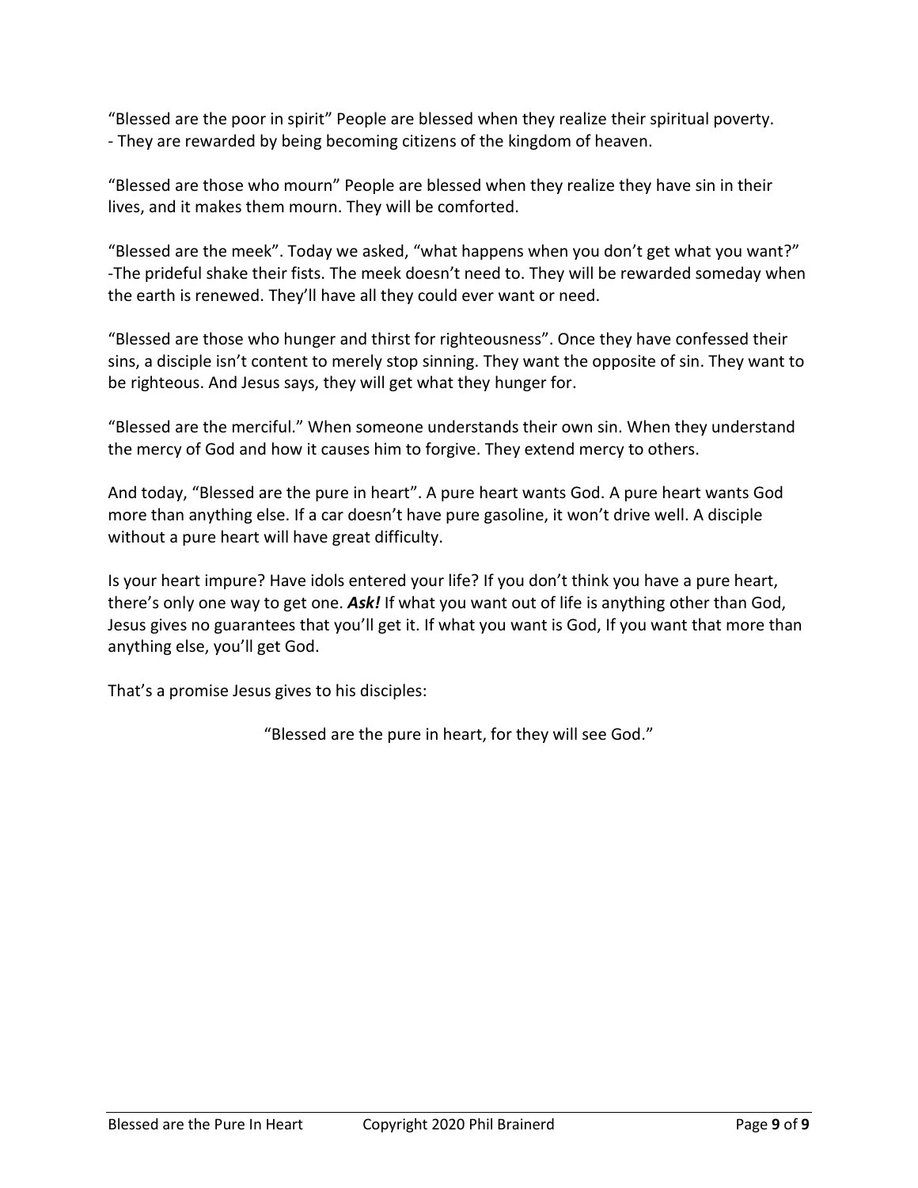"Blessed are the poor in spirit" People are blessed when they realize their spiritual poverty.
- They are rewarded by being becoming citizens of the kingdom of heaven.

"Blessed are those who mourn" People are blessed when they realize they have sin in their lives, and it makes them mourn. They will be comforted.

"Blessed are the meek". Today we asked, "what happens when you don't get what you want?" -The prideful shake their fists. The meek doesn't need to. They will be rewarded someday when the earth is renewed. They'll have all they could ever want or need.

"Blessed are those who hunger and thirst for righteousness". Once they have confessed their sins, a disciple isn't content to merely stop sinning. They want the opposite of sin. They want to be righteous. And Jesus says, they will get what they hunger for.

"Blessed are the merciful." When someone understands their own sin. When they understand the mercy of God and how it causes him to forgive. They extend mercy to others.

And today, "Blessed are the pure in heart". A pure heart wants God. A pure heart wants God more than anything else. If a car doesn't have pure gasoline, it won't drive well. A disciple without a pure heart will have great difficulty.

Is your heart impure? Have idols entered your life? If you don't think you have a pure heart, there's only one way to get one. ***Ask!*** If what you want out of life is anything other than God, Jesus gives no guarantees that you'll get it. If what you want is God, If you want that more than anything else, you'll get God.

That's a promise Jesus gives to his disciples:

"Blessed are the pure in heart, for they will see God."